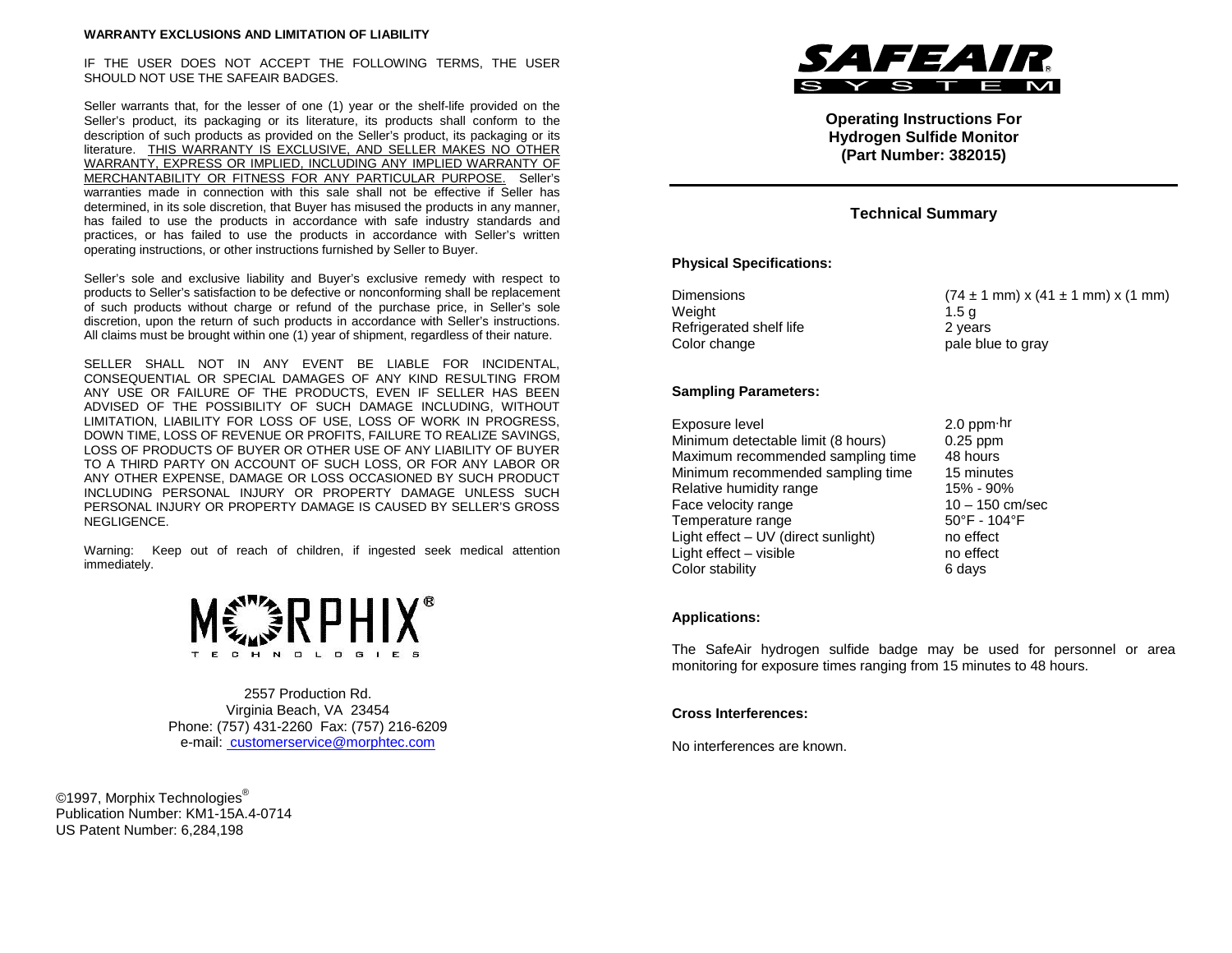**WARRANTY EXCLUSIONS AND LIMITATION OF LIABILITY**

IF THE USER DOES NOT ACCEPT THE FOLLOWING TERMS, THE USER SHOULD NOT USE THE SAFEAIR BADGES.

Seller warrants that, for the lesser of one (1) year or the shelf-life provided on the Seller's product, its packaging or its literature, its products shall conform to the description of such products as provided on the Seller's product, its packaging or its literature. THIS WARRANTY IS EXCLUSIVE, AND SELLER MAKES NO OTHER WARRANTY, EXPRESS OR IMPLIED, INCLUDING ANY IMPLIED WARRANTY OF MERCHANTABILITY OR FITNESS FOR ANY PARTICULAR PURPOSE. Seller's warranties made in connection with this sale shall not be effective if Seller has determined, in its sole discretion, that Buyer has misused the products in any manner, has failed to use the products in accordance with safe industry standards and practices, or has failed to use the products in accordance with Seller's written operating instructions, or other instructions furnished by Seller to Buyer.

Seller's sole and exclusive liability and Buyer's exclusive remedy with respect to products to Seller's satisfaction to be defective or nonconforming shall be replacement of such products without charge or refund of the purchase price, in Seller's sole discretion, upon the return of such products in accordance with Seller's instructions. All claims must be brought within one (1) year of shipment, regardless of their nature.

SELLER SHALL NOT IN ANY EVENT BE LIABLE FOR INCIDENTAL, CONSEQUENTIAL OR SPECIAL DAMAGES OF ANY KIND RESULTING FROM ANY USE OR FAILURE OF THE PRODUCTS, EVEN IF SELLER HAS BEEN ADVISED OF THE POSSIBILITY OF SUCH DAMAGE INCLUDING, WITHOUT LIMITATION, LIABILITY FOR LOSS OF USE, LOSS OF WORK IN PROGRESS, DOWN TIME, LOSS OF REVENUE OR PROFITS, FAILURE TO REALIZE SAVINGS, LOSS OF PRODUCTS OF BUYER OR OTHER USE OF ANY LIABILITY OF BUYER TO A THIRD PARTY ON ACCOUNT OF SUCH LOSS, OR FOR ANY LABOR OR ANY OTHER EXPENSE, DAMAGE OR LOSS OCCASIONED BY SUCH PRODUCT INCLUDING PERSONAL INJURY OR PROPERTY DAMAGE UNLESS SUCH PERSONAL INJURY OR PROPERTY DAMAGE IS CAUSED BY SELLER'S GROSS NEGLIGENCE.

Warning: Keep out of reach of children, if ingested seek medical attention immediately.

MORPHIX® TECHNOLOGIES

2557 Production Rd.
Virginia Beach, VA 23454
Phone: (757) 431-2260 Fax: (757) 216-6209
e-mail: customerservice@morphtec.com

©1997, Morphix Technologies®
Publication Number: KM1-15A.4-0714
US Patent Number: 6,284,198

# SAFEAIR® SYSTEM

**Operating Instructions For Hydrogen Sulfide Monitor (Part Number: 382015)**

## Technical Summary

### Physical Specifications:

| | |
|---|---|
| Dimensions | (74 ± 1 mm) x (41 ± 1 mm) x (1 mm) |
| Weight | 1.5 g |
| Refrigerated shelf life | 2 years |
| Color change | pale blue to gray |

### Sampling Parameters:

| | |
|---|---|
| Exposure level | 2.0 ppm·hr |
| Minimum detectable limit (8 hours) | 0.25 ppm |
| Maximum recommended sampling time | 48 hours |
| Minimum recommended sampling time | 15 minutes |
| Relative humidity range | 15% - 90% |
| Face velocity range | 10 – 150 cm/sec |
| Temperature range | 50°F - 104°F |
| Light effect – UV (direct sunlight) | no effect |
| Light effect – visible | no effect |
| Color stability | 6 days |

### Applications:

The SafeAir hydrogen sulfide badge may be used for personnel or area monitoring for exposure times ranging from 15 minutes to 48 hours.

### Cross Interferences:

No interferences are known.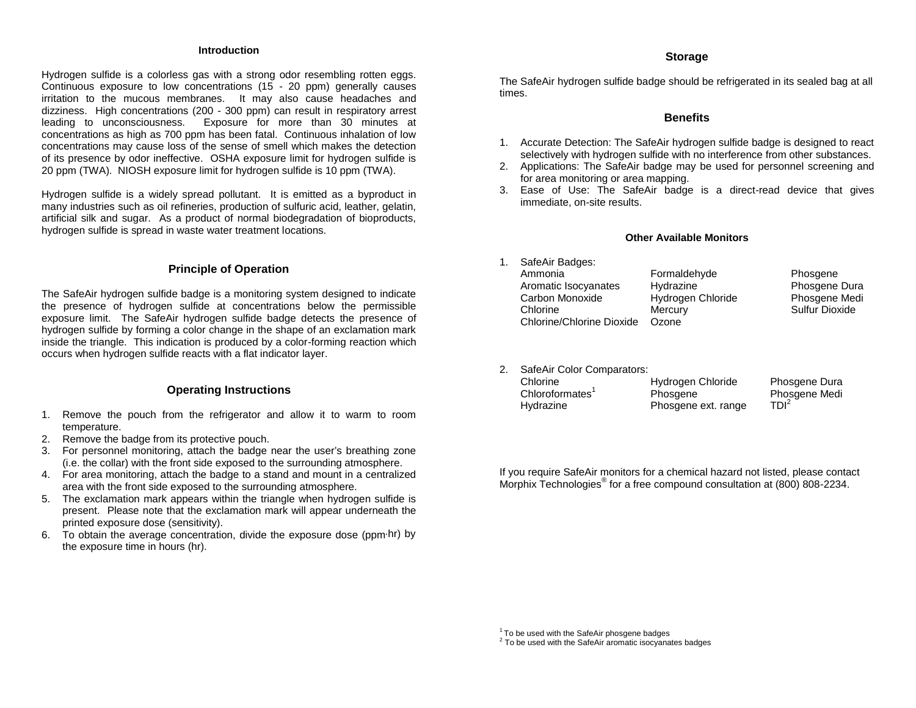### Introduction

Hydrogen sulfide is a colorless gas with a strong odor resembling rotten eggs. Continuous exposure to low concentrations (15 - 20 ppm) generally causes irritation to the mucous membranes. It may also cause headaches and dizziness. High concentrations (200 - 300 ppm) can result in respiratory arrest leading to unconsciousness. Exposure for more than 30 minutes at concentrations as high as 700 ppm has been fatal. Continuous inhalation of low concentrations may cause loss of the sense of smell which makes the detection of its presence by odor ineffective. OSHA exposure limit for hydrogen sulfide is 20 ppm (TWA). NIOSH exposure limit for hydrogen sulfide is 10 ppm (TWA).

Hydrogen sulfide is a widely spread pollutant. It is emitted as a byproduct in many industries such as oil refineries, production of sulfuric acid, leather, gelatin, artificial silk and sugar. As a product of normal biodegradation of bioproducts, hydrogen sulfide is spread in waste water treatment locations.

## Principle of Operation

The SafeAir hydrogen sulfide badge is a monitoring system designed to indicate the presence of hydrogen sulfide at concentrations below the permissible exposure limit. The SafeAir hydrogen sulfide badge detects the presence of hydrogen sulfide by forming a color change in the shape of an exclamation mark inside the triangle. This indication is produced by a color-forming reaction which occurs when hydrogen sulfide reacts with a flat indicator layer.

## Operating Instructions

1. Remove the pouch from the refrigerator and allow it to warm to room temperature.
2. Remove the badge from its protective pouch.
3. For personnel monitoring, attach the badge near the user's breathing zone (i.e. the collar) with the front side exposed to the surrounding atmosphere.
4. For area monitoring, attach the badge to a stand and mount in a centralized area with the front side exposed to the surrounding atmosphere.
5. The exclamation mark appears within the triangle when hydrogen sulfide is present. Please note that the exclamation mark will appear underneath the printed exposure dose (sensitivity).
6. To obtain the average concentration, divide the exposure dose (ppm·hr) by the exposure time in hours (hr).

## Storage

The SafeAir hydrogen sulfide badge should be refrigerated in its sealed bag at all times.

## Benefits

1. Accurate Detection: The SafeAir hydrogen sulfide badge is designed to react selectively with hydrogen sulfide with no interference from other substances.
2. Applications: The SafeAir badge may be used for personnel screening and for area monitoring or area mapping.
3. Ease of Use: The SafeAir badge is a direct-read device that gives immediate, on-site results.

### Other Available Monitors

1. SafeAir Badges:

| | | |
|---|---|---|
| Ammonia | Formaldehyde | Phosgene |
| Aromatic Isocyanates | Hydrazine | Phosgene Dura |
| Carbon Monoxide | Hydrogen Chloride | Phosgene Medi |
| Chlorine | Mercury | Sulfur Dioxide |
| Chlorine/Chlorine Dioxide | Ozone | |

2. SafeAir Color Comparators:

| | | |
|---|---|---|
| Chlorine | Hydrogen Chloride | Phosgene Dura |
| Chloroformates[1] | Phosgene | Phosgene Medi |
| Hydrazine | Phosgene ext. range | TDI[2] |

If you require SafeAir monitors for a chemical hazard not listed, please contact Morphix Technologies® for a free compound consultation at (800) 808-2234.

[1] To be used with the SafeAir phosgene badges
[2] To be used with the SafeAir aromatic isocyanates badges